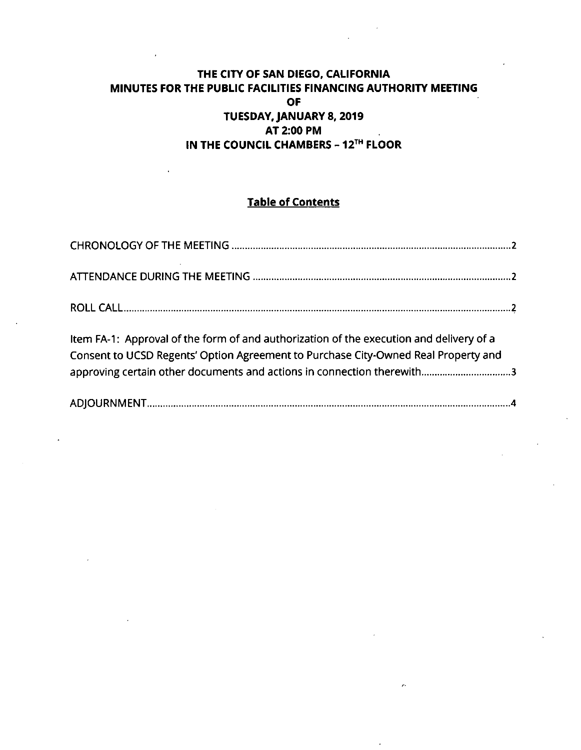# THE CITY OF SAN DIEGO, CALIFORNIA
# MINUTES FOR THE PUBLIC FACILITIES FINANCING AUTHORITY MEETING
# OF
# TUESDAY, JANUARY 8, 2019
# AT 2:00 PM
# IN THE COUNCIL CHAMBERS – 12TH FLOOR

## Table of Contents

CHRONOLOGY OF THE MEETING ........................................................................................................2

ATTENDANCE DURING THE MEETING ..........................................................................................2

ROLL CALL......................................................................................................................................2

Item FA-1: Approval of the form of and authorization of the execution and delivery of a Consent to UCSD Regents' Option Agreement to Purchase City-Owned Real Property and approving certain other documents and actions in connection therewith..................................3

ADJOURNMENT..............................................................................................................................4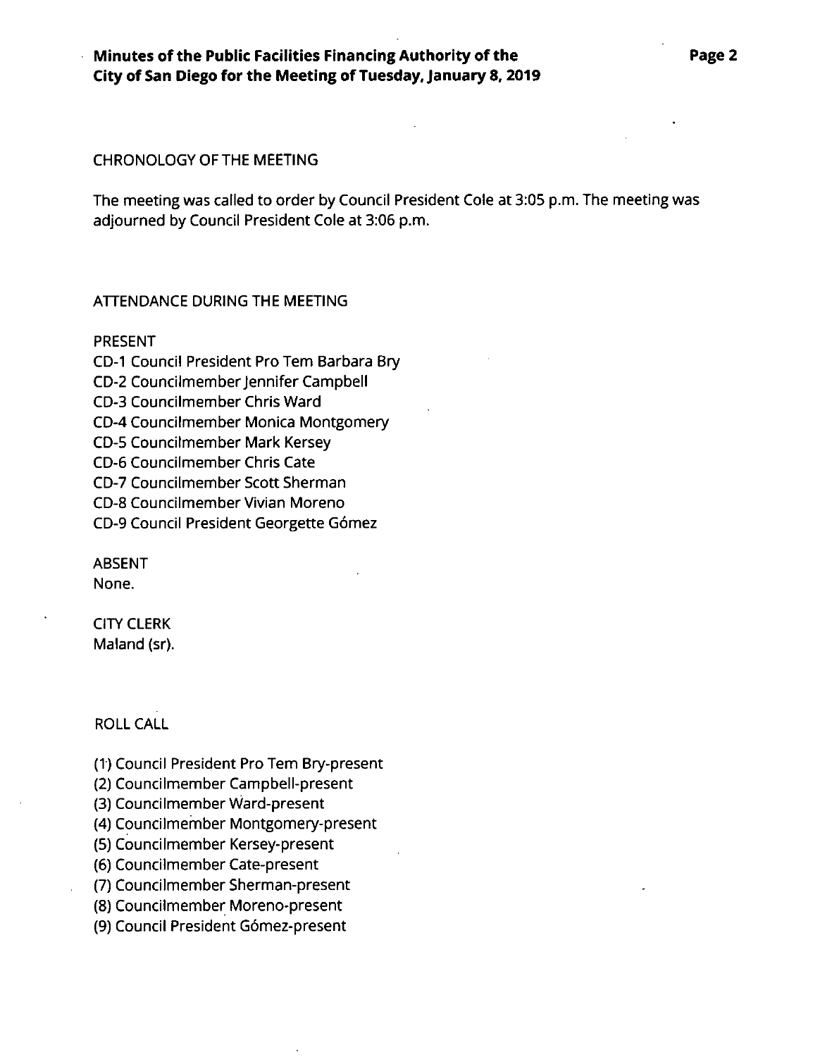CHRONOLOGY OF THE MEETING

The meeting was called to order by Council President Cole at 3:05 p.m. The meeting was adjourned by Council President Cole at 3:06 p.m.

ATTENDANCE DURING THE MEETING

PRESENT

CD-1 Council President Pro Tem Barbara Bry
CD-2 Councilmember Jennifer Campbell
CD-3 Councilmember Chris Ward
CD-4 Councilmember Monica Montgomery
CD-5 Councilmember Mark Kersey
CD-6 Councilmember Chris Cate
CD-7 Councilmember Scott Sherman
CD-8 Councilmember Vivian Moreno
CD-9 Council President Georgette Gómez

ABSENT
None.

CITY CLERK
Maland (sr).

ROLL CALL

(1) Council President Pro Tem Bry-present
(2) Councilmember Campbell-present
(3) Councilmember Ward-present
(4) Councilmember Montgomery-present
(5) Councilmember Kersey-present
(6) Councilmember Cate-present
(7) Councilmember Sherman-present
(8) Councilmember Moreno-present
(9) Council President Gómez-present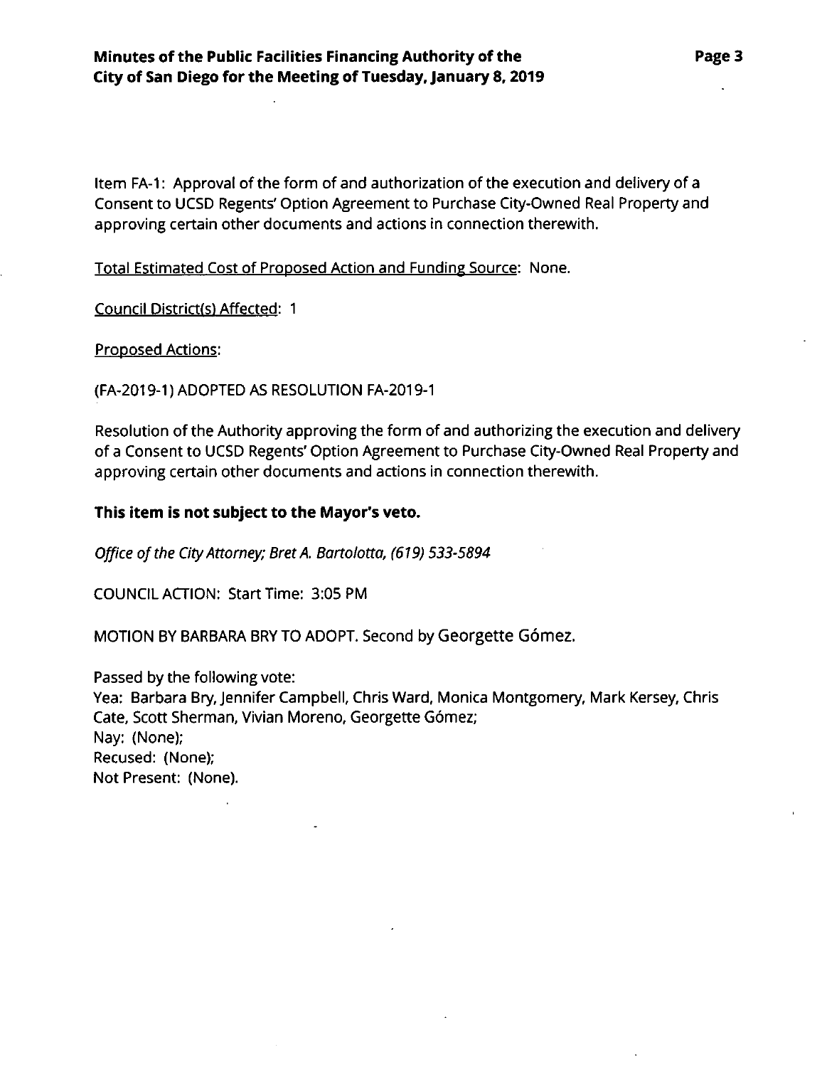Item FA-1: Approval of the form of and authorization of the execution and delivery of a Consent to UCSD Regents' Option Agreement to Purchase City-Owned Real Property and approving certain other documents and actions in connection therewith.

Total Estimated Cost of Proposed Action and Funding Source: None.

Council District(s) Affected: 1

Proposed Actions:

(FA-2019-1) ADOPTED AS RESOLUTION FA-2019-1

Resolution of the Authority approving the form of and authorizing the execution and delivery of a Consent to UCSD Regents' Option Agreement to Purchase City-Owned Real Property and approving certain other documents and actions in connection therewith.

**This item is not subject to the Mayor's veto.**

*Office of the City Attorney; Bret A. Bartolotta, (619) 533-5894*

COUNCIL ACTION: Start Time: 3:05 PM

MOTION BY BARBARA BRY TO ADOPT. Second by Georgette Gómez.

Passed by the following vote:
Yea: Barbara Bry, Jennifer Campbell, Chris Ward, Monica Montgomery, Mark Kersey, Chris Cate, Scott Sherman, Vivian Moreno, Georgette Gómez;
Nay: (None);
Recused: (None);
Not Present: (None).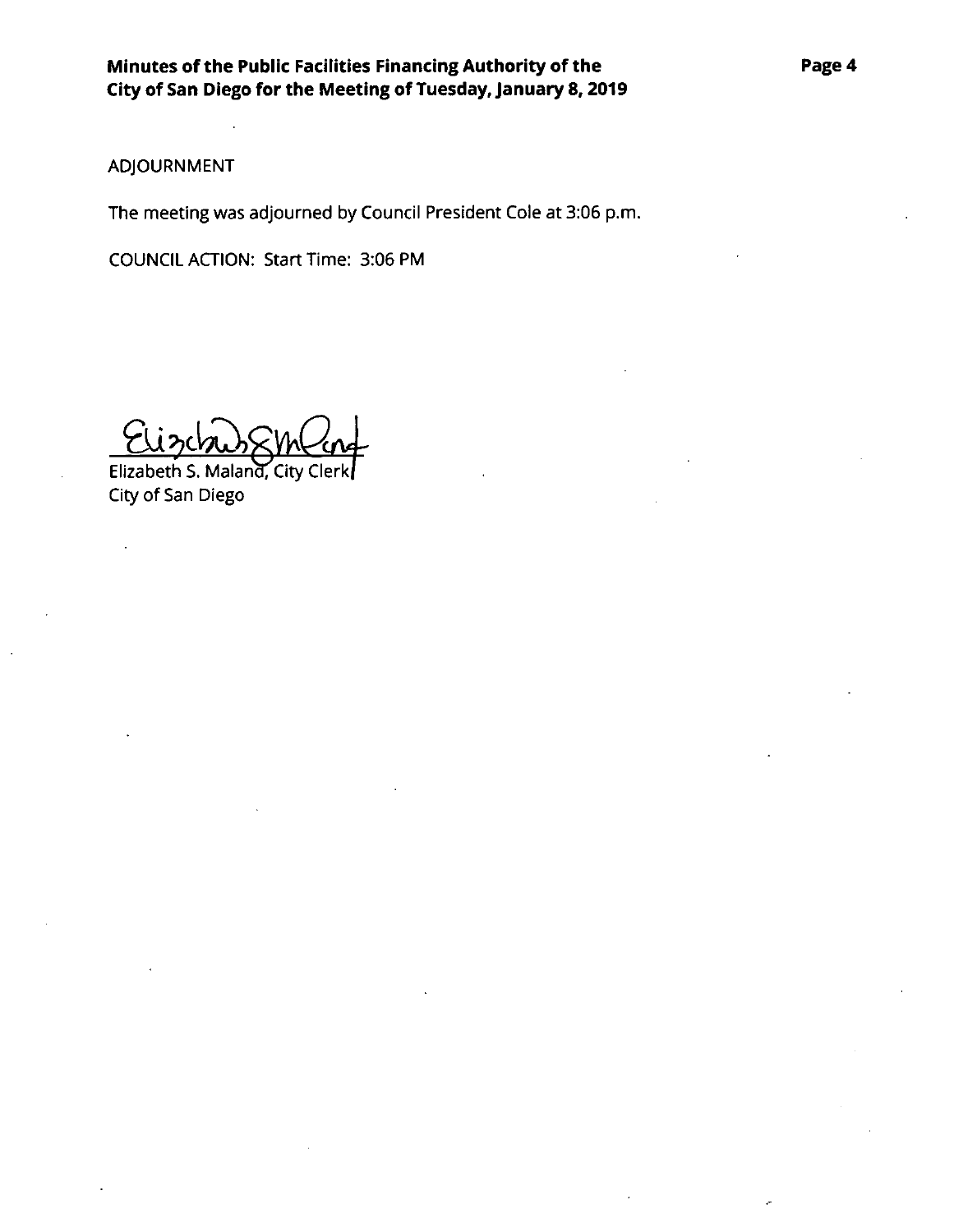ADJOURNMENT

The meeting was adjourned by Council President Cole at 3:06 p.m.

COUNCIL ACTION: Start Time: 3:06 PM

Elizabeth S. Maland, City Clerk
City of San Diego